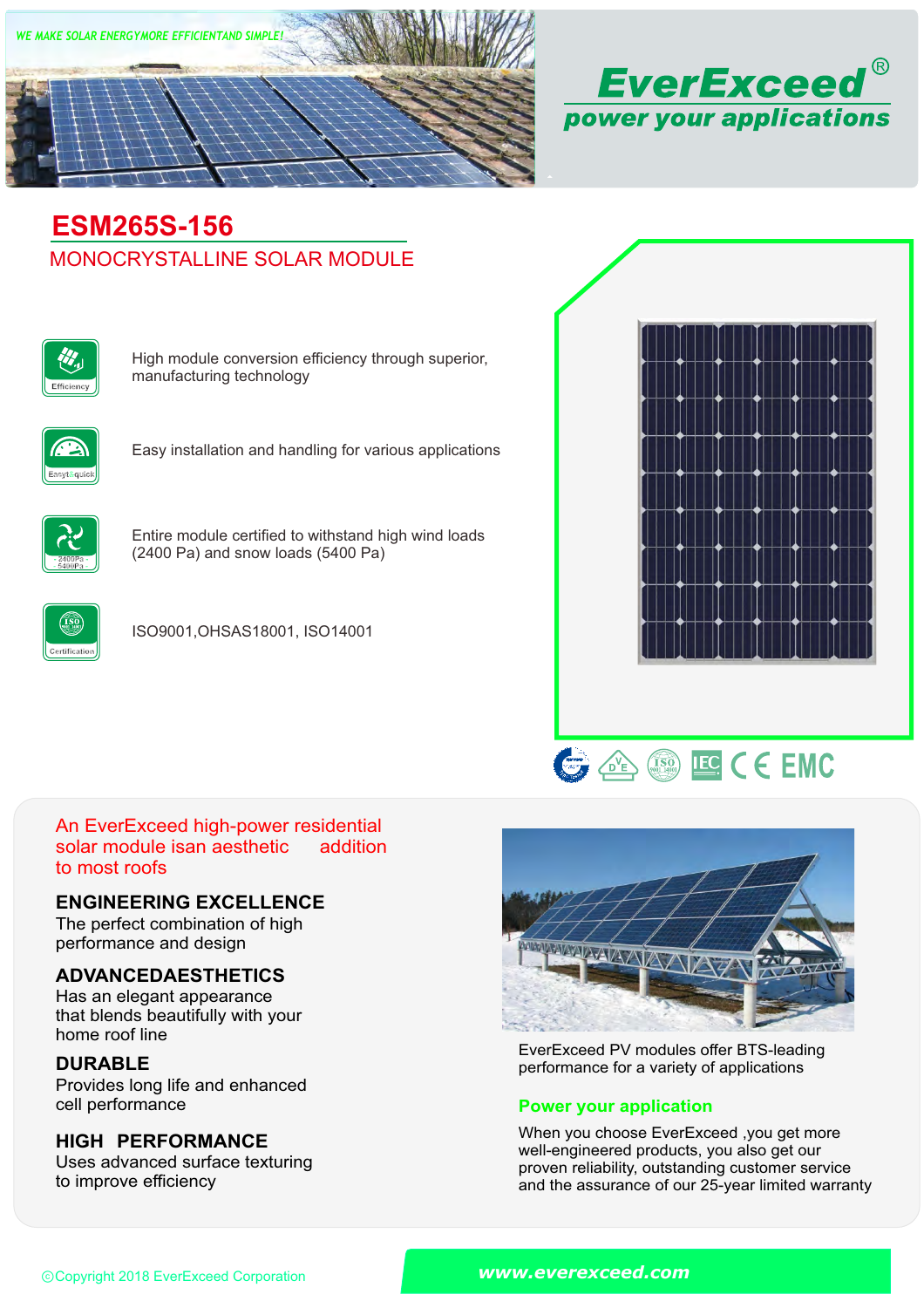WE MAKE SOLAR ENERGYMORE EFFICIENTAND SIMPLE!

# EverExceed®

**power your applications**

## ESM265S-156

MONOCRYSTALLINE SOLAR MODULE

- Efficiency — High module conversion efficiency through superior, manufacturing technology
- Easy&quick — Easy installation and handling for various applications
- 2400Pa 5400Pa — Entire module certified to withstand high wind loads (2400 Pa) and snow loads (5400 Pa)
- Certification — ISO9001,OHSAS18001, ISO14001

An EverExceed high-power residential solar module isan aesthetic addition to most roofs

### ENGINEERING EXCELLENCE

The perfect combination of high performance and design

### ADVANCEDAESTHETICS

Has an elegant appearance that blends beautifully with your home roof line

### DURABLE

Provides long life and enhanced cell performance

### HIGH PERFORMANCE

Uses advanced surface texturing to improve efficiency

EverExceed PV modules offer BTS-leading performance for a variety of applications

### Power your application

When you choose EverExceed ,you get more well-engineered products, you also get our proven reliability, outstanding customer service and the assurance of our 25-year limited warranty

©Copyright 2018 EverExceed Corporation

www.everexceed.com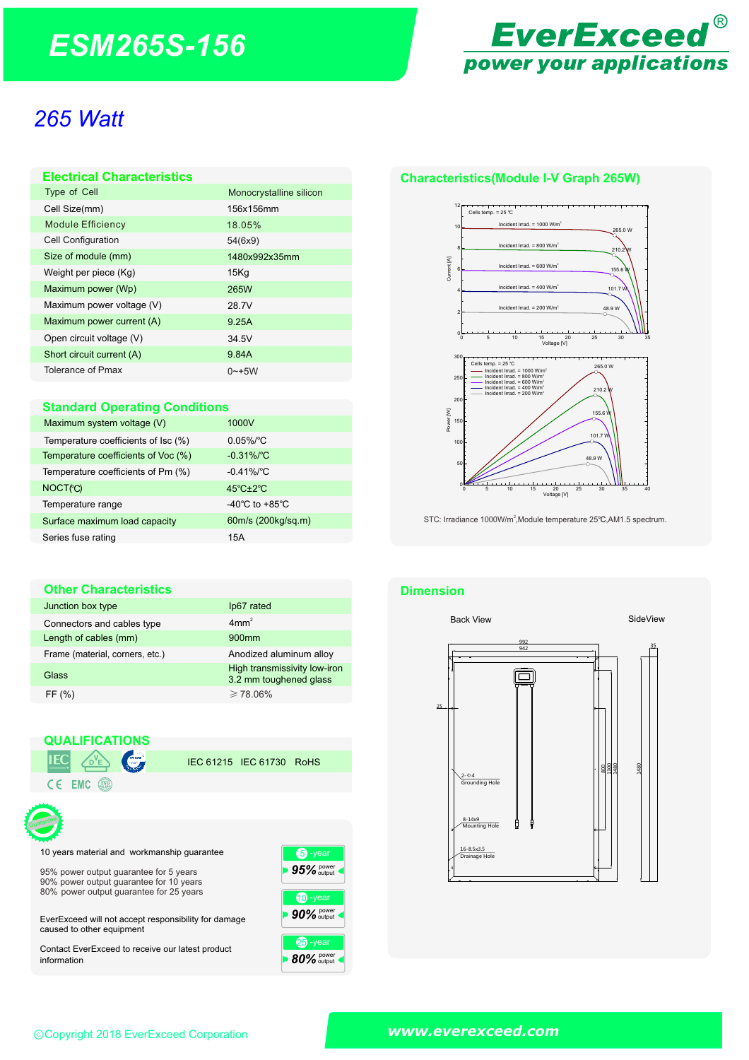# ESM265S-156

**EverExceed®**
**power your applications**

## 265 Watt

## Electrical Characteristics

| | |
|---|---|
| Type of Cell | Monocrystalline silicon |
| Cell Size(mm) | 156x156mm |
| Module Efficiency | 18.05% |
| Cell Configuration | 54(6x9) |
| Size of module (mm) | 1480x992x35mm |
| Weight per piece (Kg) | 15Kg |
| Maximum power (Wp) | 265W |
| Maximum power voltage (V) | 28.7V |
| Maximum power current (A) | 9.25A |
| Open circuit voltage (V) | 34.5V |
| Short circuit current (A) | 9.84A |
| Tolerance of Pmax | 0~+5W |

## Standard Operating Conditions

| | |
|---|---|
| Maximum system voltage (V) | 1000V |
| Temperature coefficients of Isc (%) | 0.05%/℃ |
| Temperature coefficients of Voc (%) | -0.31%/℃ |
| Temperature coefficients of Pm (%) | -0.41%/℃ |
| NOCT(℃) | 45℃±2℃ |
| Temperature range | -40℃ to +85℃ |
| Surface maximum load capacity | 60m/s (200kg/sq.m) |
| Series fuse rating | 15A |

## Other Characteristics

| | |
|---|---|
| Junction box type | Ip67 rated |
| Connectors and cables type | 4mm² |
| Length of cables (mm) | 900mm |
| Frame (material, corners, etc.) | Anodized aluminum alloy |
| Glass | High transmissivity low-iron 3.2 mm toughened glass |
| FF (%) | ≥78.06% |

## QUALIFICATIONS

IEC 61215 IEC 61730 RoHS

CE EMC

Guarantee

10 years material and workmanship guarantee

95% power output guarantee for 5 years
90% power output guarantee for 10 years
80% power output guarantee for 25 years

EverExceed will not accept responsibility for damage caused to other equipment

Contact EverExceed to receive our latest product information

5-year 95% power output
10-year 90% power output
25-year 80% power output

## Characteristics(Module I-V Graph 265W)

Cells temp. = 25 ℃
Incident Irrad. = 1000 W/m² 265.0 W
Incident Irrad. = 800 W/m² 210.2 W
Incident Irrad. = 600 W/m² 155.6 W
Incident Irrad. = 400 W/m² 101.7 W
Incident Irrad. = 200 W/m² 48.9 W
Current [A]
Voltage [V]

Cells temp. = 25 ℃
Incident Irrad. = 1000 W/m²
Incident Irrad. = 800 W/m²
Incident Irrad. = 600 W/m²
Incident Irrad. = 400 W/m²
Incident Irrad. = 200 W/m²
265.0 W
210.2 W
155.6 W
101.7 W
48.9 W
Power [W]
Voltage [V]

STC: Irradiance 1000W/m², Module temperature 25℃, AM1.5 spectrum.

## Dimension

Back View

SideView

992
942
35
25
2-Φ4 Grounding Hole
8-14x9 Mounting Hole
16-8.5x3.5 Drainage Hole
800
1300
1480
1480

©Copyright 2018 EverExceed Corporation

www.everexceed.com